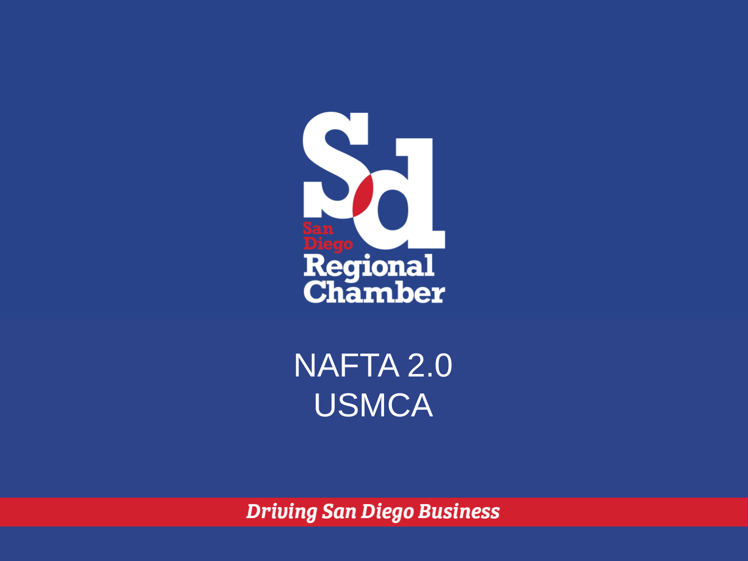San Diego Regional Chamber

# NAFTA 2.0
# USMCA

*Driving San Diego Business*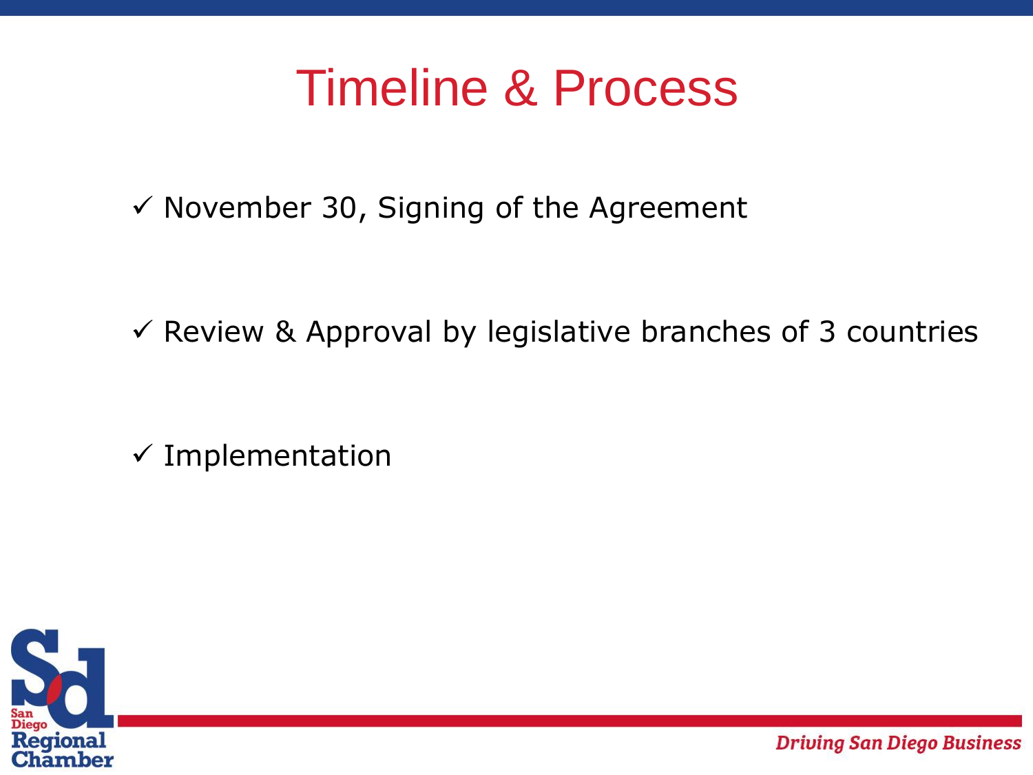# Timeline & Process

- ✓ November 30, Signing of the Agreement
- ✓ Review & Approval by legislative branches of 3 countries
- ✓ Implementation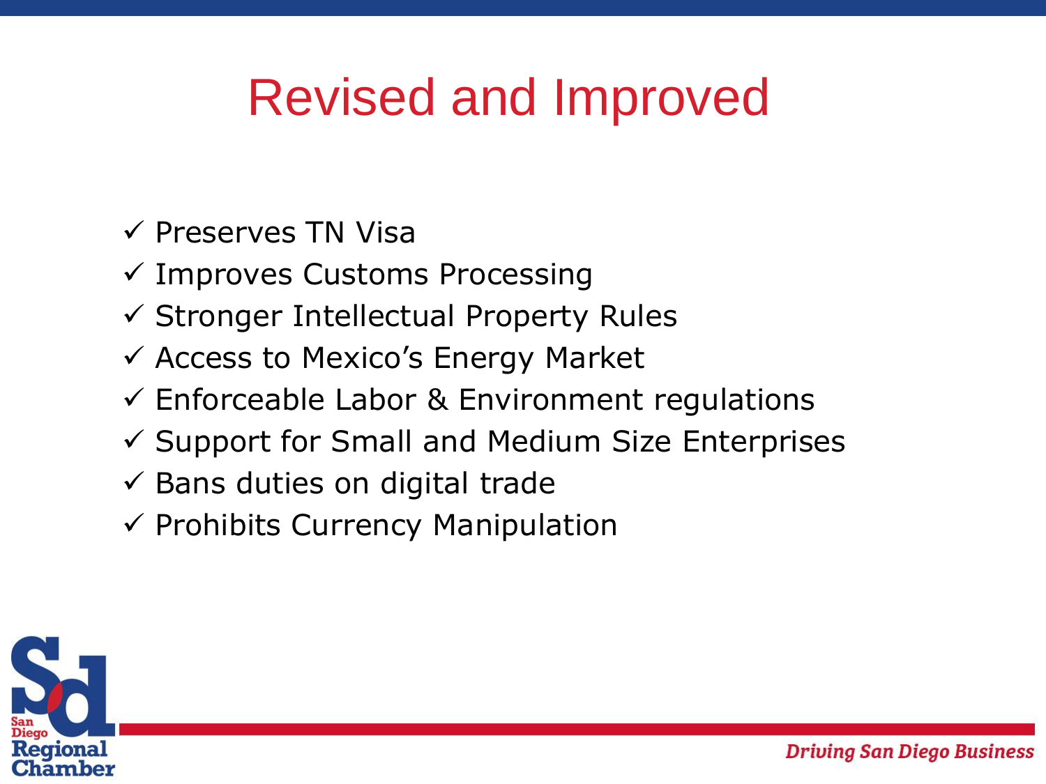# Revised and Improved

- ✓ Preserves TN Visa
- ✓ Improves Customs Processing
- ✓ Stronger Intellectual Property Rules
- ✓ Access to Mexico’s Energy Market
- ✓ Enforceable Labor & Environment regulations
- ✓ Support for Small and Medium Size Enterprises
- ✓ Bans duties on digital trade
- ✓ Prohibits Currency Manipulation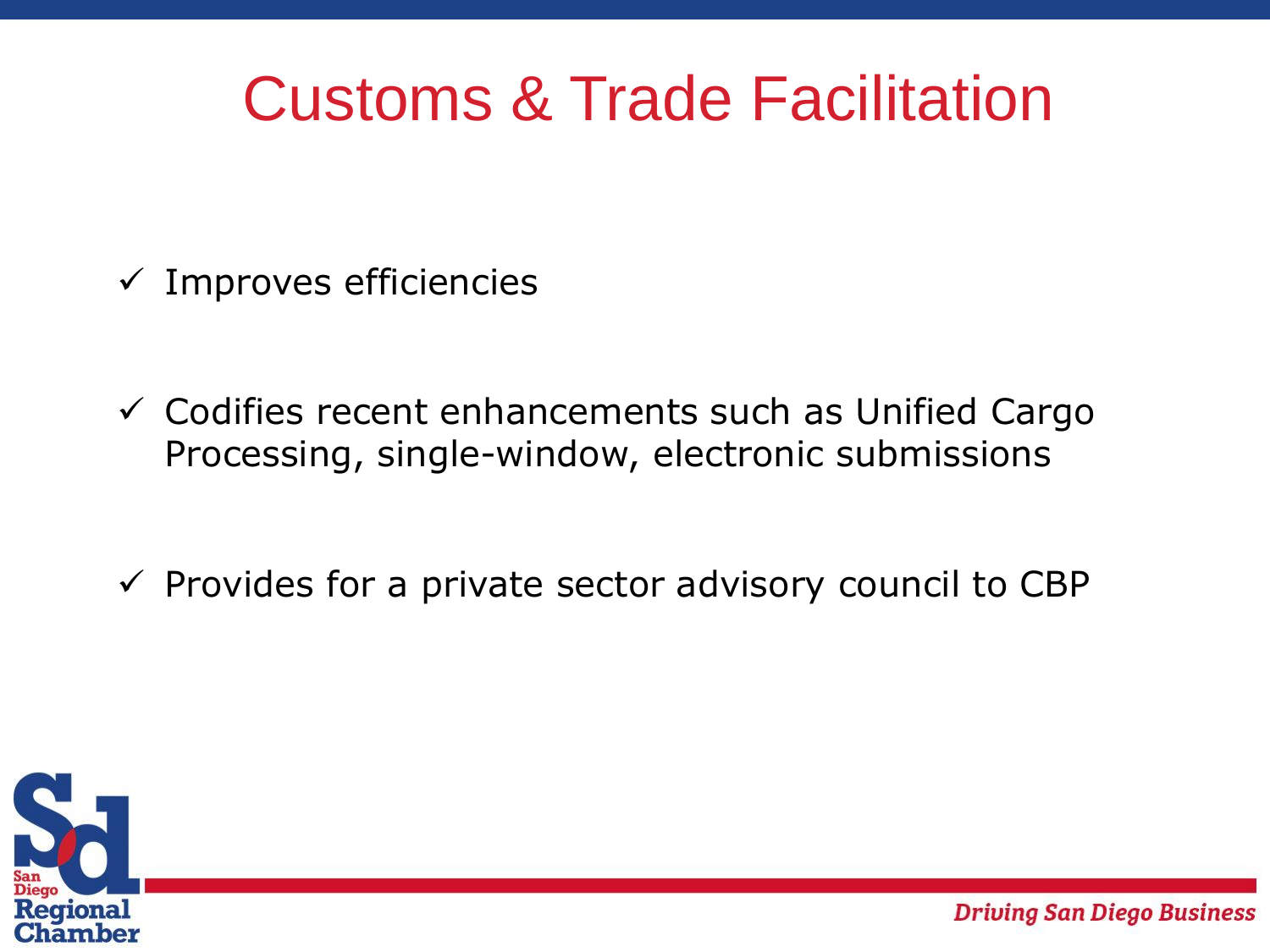# Customs & Trade Facilitation

- ✓ Improves efficiencies
- ✓ Codifies recent enhancements such as Unified Cargo Processing, single-window, electronic submissions
- ✓ Provides for a private sector advisory council to CBP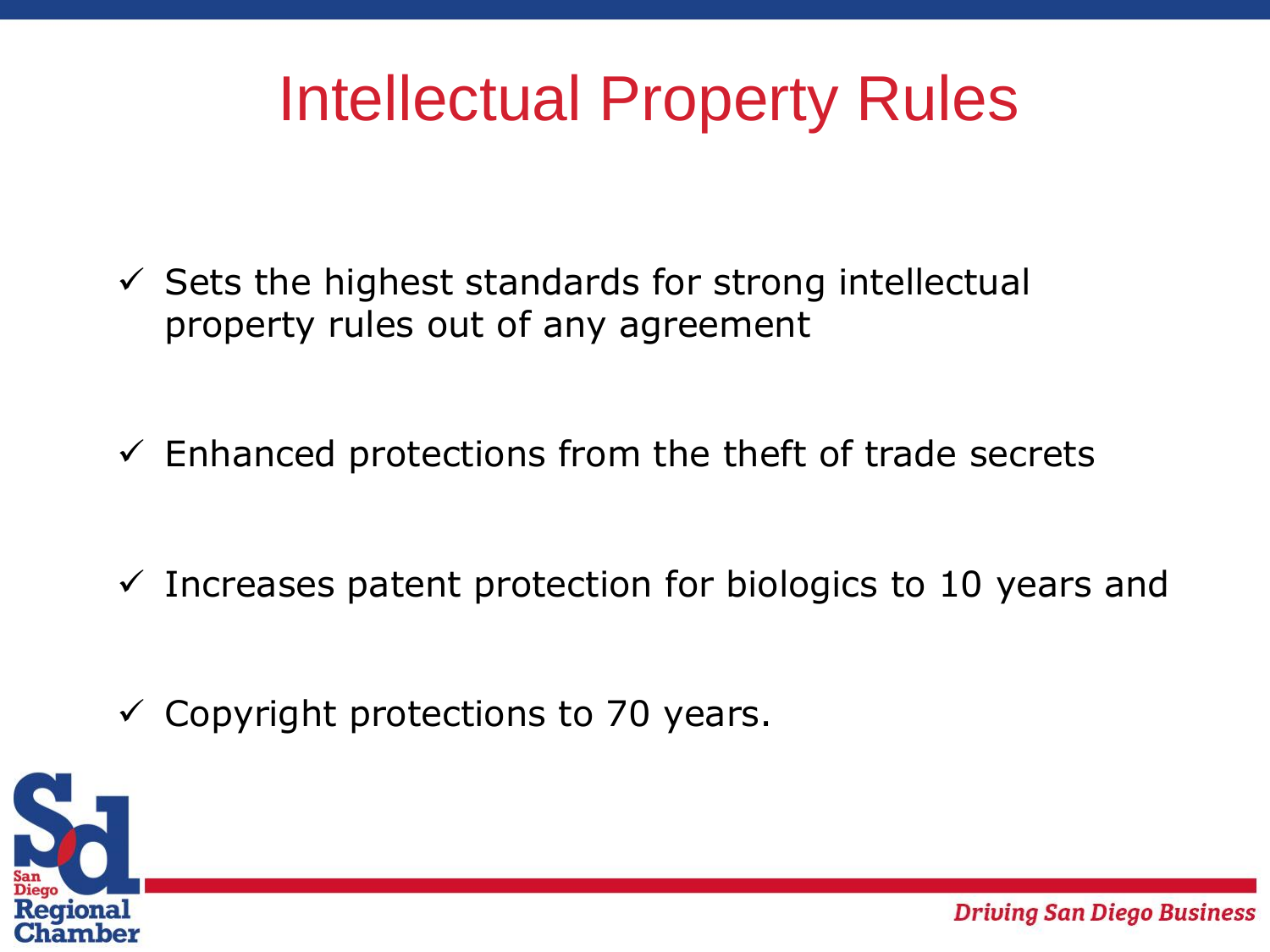# Intellectual Property Rules

- ✓ Sets the highest standards for strong intellectual property rules out of any agreement
- ✓ Enhanced protections from the theft of trade secrets
- ✓ Increases patent protection for biologics to 10 years and
- ✓ Copyright protections to 70 years.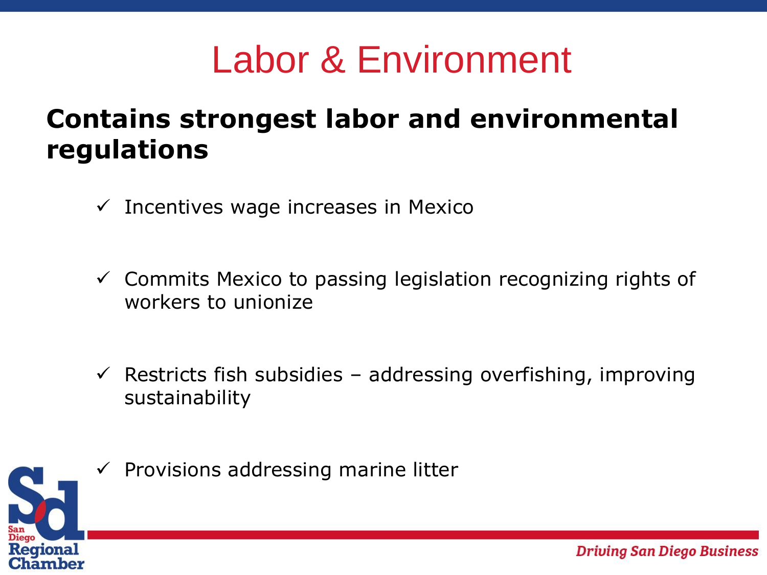# Labor & Environment

**Contains strongest labor and environmental regulations**

- ✓ Incentives wage increases in Mexico
- ✓ Commits Mexico to passing legislation recognizing rights of workers to unionize
- ✓ Restricts fish subsidies – addressing overfishing, improving sustainability
- ✓ Provisions addressing marine litter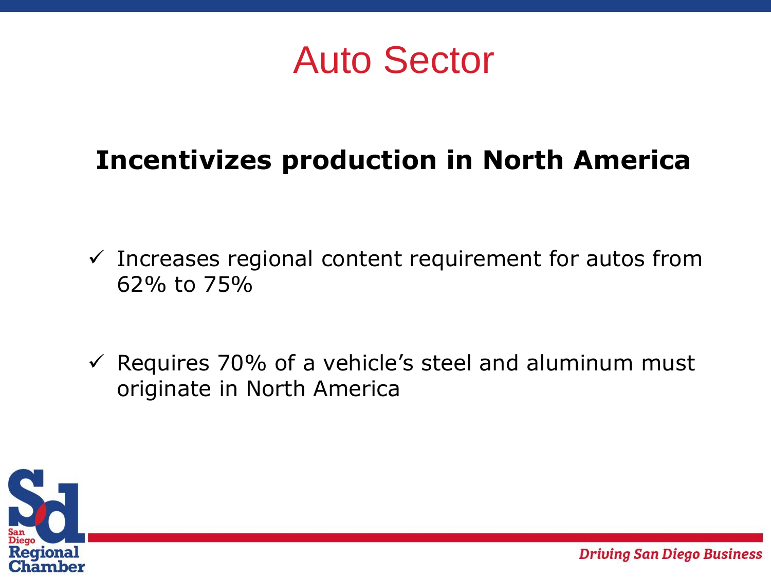# Auto Sector

**Incentivizes production in North America**

- ✓ Increases regional content requirement for autos from 62% to 75%
- ✓ Requires 70% of a vehicle's steel and aluminum must originate in North America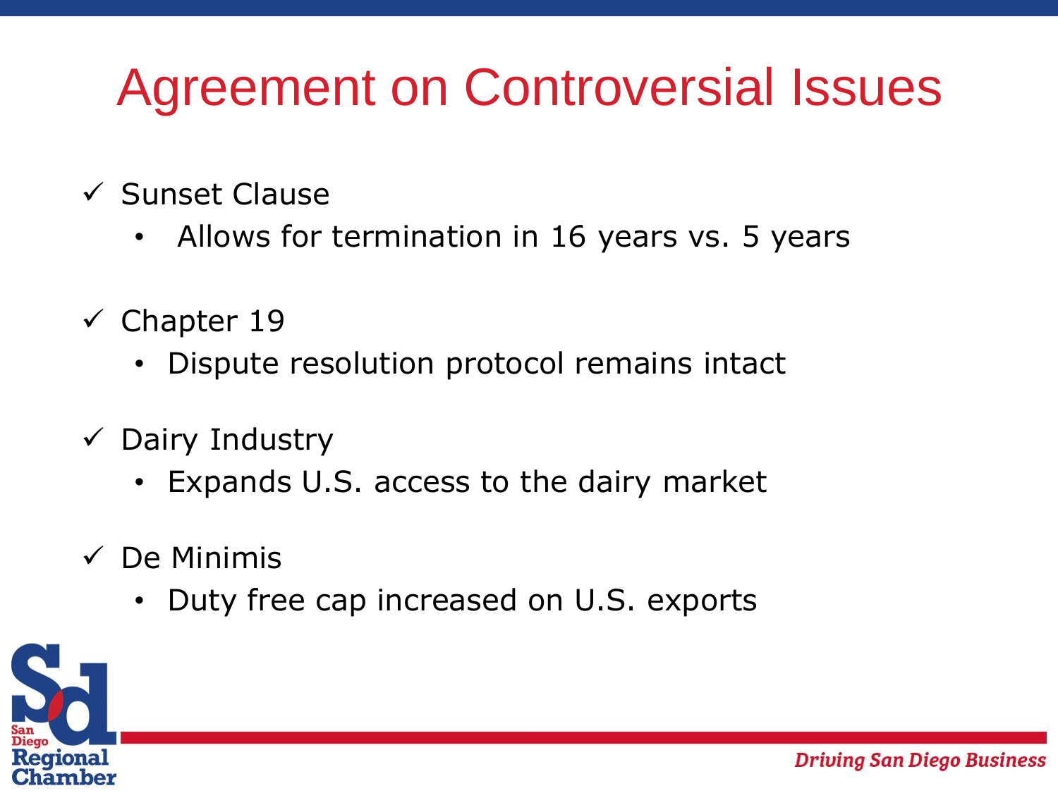# Agreement on Controversial Issues

- ✓ Sunset Clause
  - Allows for termination in 16 years vs. 5 years
- ✓ Chapter 19
  - Dispute resolution protocol remains intact
- ✓ Dairy Industry
  - Expands U.S. access to the dairy market
- ✓ De Minimis
  - Duty free cap increased on U.S. exports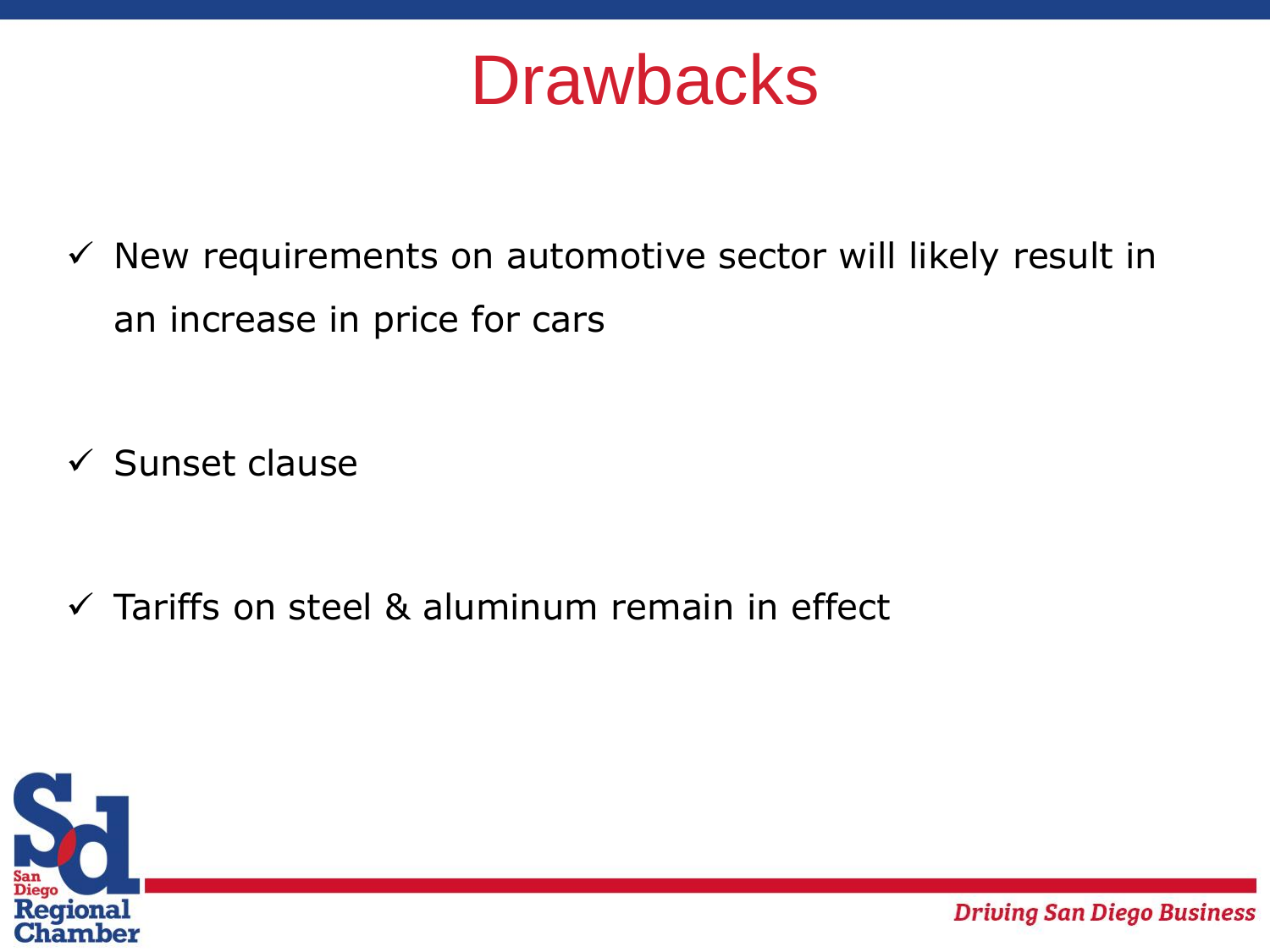# Drawbacks

- ✓ New requirements on automotive sector will likely result in an increase in price for cars
- ✓ Sunset clause
- ✓ Tariffs on steel & aluminum remain in effect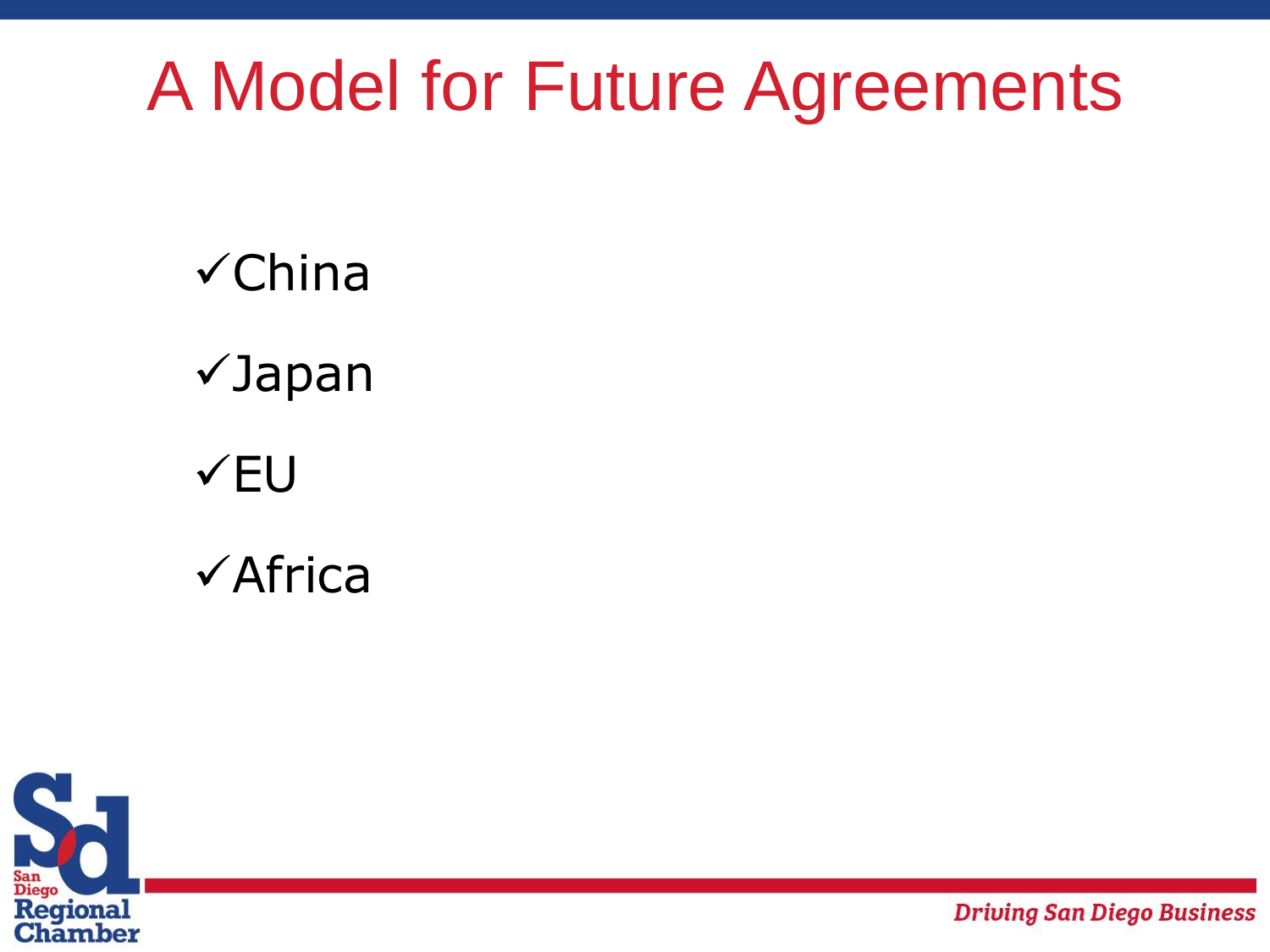# A Model for Future Agreements

- ✓China
- ✓Japan
- ✓EU
- ✓Africa